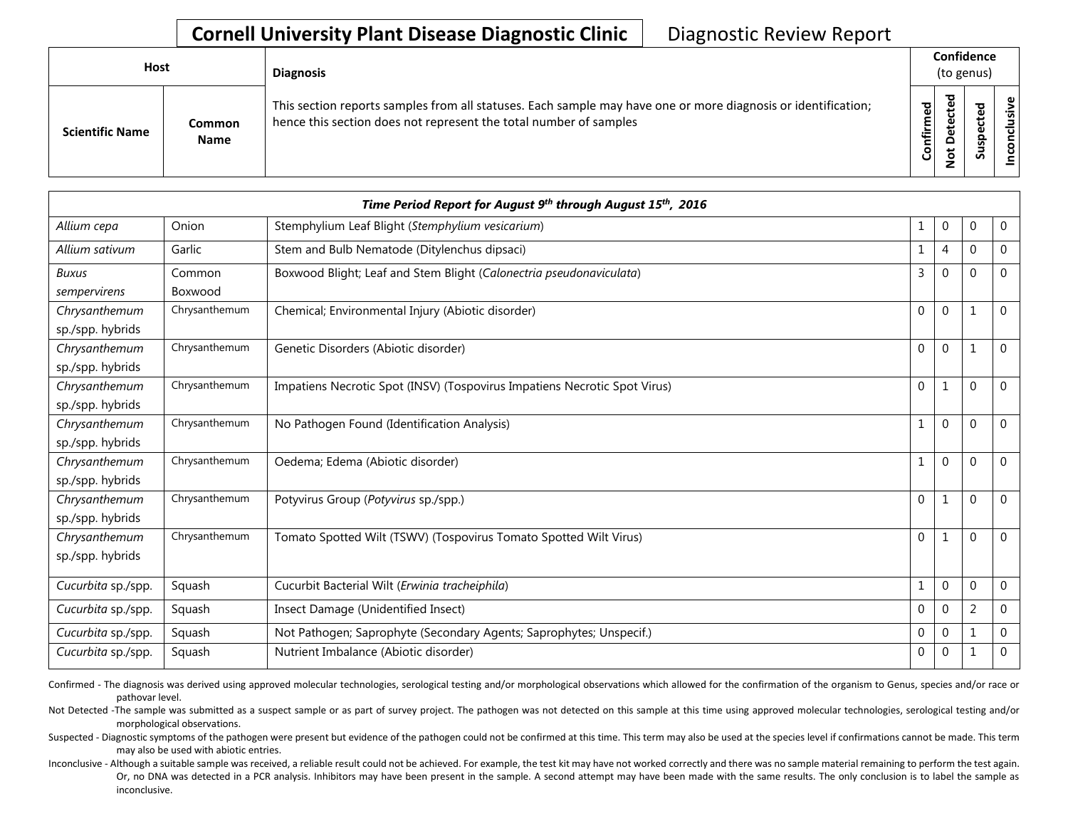# Cornell University Plant Disease Diagnostic Clinic

Diagnostic Review Report

| Host | | Diagnosis | Confidence (to genus) | | | |
|---|---|---|---|---|---|---|
| **Scientific Name** | **Common Name** | This section reports samples from all statuses. Each sample may have one or more diagnosis or identification; hence this section does not represent the total number of samples | **Confirmed** | **Not Detected** | **Suspected** | **Inconclusive** |

| ***Time Period Report for August 9th through August 15th, 2016*** | | | | | | |
|---|---|---|---|---|---|---|
| *Allium cepa* | Onion | Stemphylium Leaf Blight (*Stemphylium vesicarium*) | 1 | 0 | 0 | 0 |
| *Allium sativum* | Garlic | Stem and Bulb Nematode (Ditylenchus dipsaci) | 1 | 4 | 0 | 0 |
| *Buxus sempervirens* | Common Boxwood | Boxwood Blight; Leaf and Stem Blight (*Calonectria pseudonaviculata*) | 3 | 0 | 0 | 0 |
| *Chrysanthemum* sp./spp. hybrids | Chrysanthemum | Chemical; Environmental Injury (Abiotic disorder) | 0 | 0 | 1 | 0 |
| *Chrysanthemum* sp./spp. hybrids | Chrysanthemum | Genetic Disorders (Abiotic disorder) | 0 | 0 | 1 | 0 |
| *Chrysanthemum* sp./spp. hybrids | Chrysanthemum | Impatiens Necrotic Spot (INSV) (Tospovirus Impatiens Necrotic Spot Virus) | 0 | 1 | 0 | 0 |
| *Chrysanthemum* sp./spp. hybrids | Chrysanthemum | No Pathogen Found (Identification Analysis) | 1 | 0 | 0 | 0 |
| *Chrysanthemum* sp./spp. hybrids | Chrysanthemum | Oedema; Edema (Abiotic disorder) | 1 | 0 | 0 | 0 |
| *Chrysanthemum* sp./spp. hybrids | Chrysanthemum | Potyvirus Group (*Potyvirus* sp./spp.) | 0 | 1 | 0 | 0 |
| *Chrysanthemum* sp./spp. hybrids | Chrysanthemum | Tomato Spotted Wilt (TSWV) (Tospovirus Tomato Spotted Wilt Virus) | 0 | 1 | 0 | 0 |
| *Cucurbita* sp./spp. | Squash | Cucurbit Bacterial Wilt (*Erwinia tracheiphila*) | 1 | 0 | 0 | 0 |
| *Cucurbita* sp./spp. | Squash | Insect Damage (Unidentified Insect) | 0 | 0 | 2 | 0 |
| *Cucurbita* sp./spp. | Squash | Not Pathogen; Saprophyte (Secondary Agents; Saprophytes; Unspecif.) | 0 | 0 | 1 | 0 |
| *Cucurbita* sp./spp. | Squash | Nutrient Imbalance (Abiotic disorder) | 0 | 0 | 1 | 0 |

Confirmed - The diagnosis was derived using approved molecular technologies, serological testing and/or morphological observations which allowed for the confirmation of the organism to Genus, species and/or race or pathovar level.

Not Detected -The sample was submitted as a suspect sample or as part of survey project. The pathogen was not detected on this sample at this time using approved molecular technologies, serological testing and/or morphological observations.

Suspected - Diagnostic symptoms of the pathogen were present but evidence of the pathogen could not be confirmed at this time. This term may also be used at the species level if confirmations cannot be made. This term may also be used with abiotic entries.

Inconclusive - Although a suitable sample was received, a reliable result could not be achieved. For example, the test kit may have not worked correctly and there was no sample material remaining to perform the test again. Or, no DNA was detected in a PCR analysis. Inhibitors may have been present in the sample. A second attempt may have been made with the same results. The only conclusion is to label the sample as inconclusive.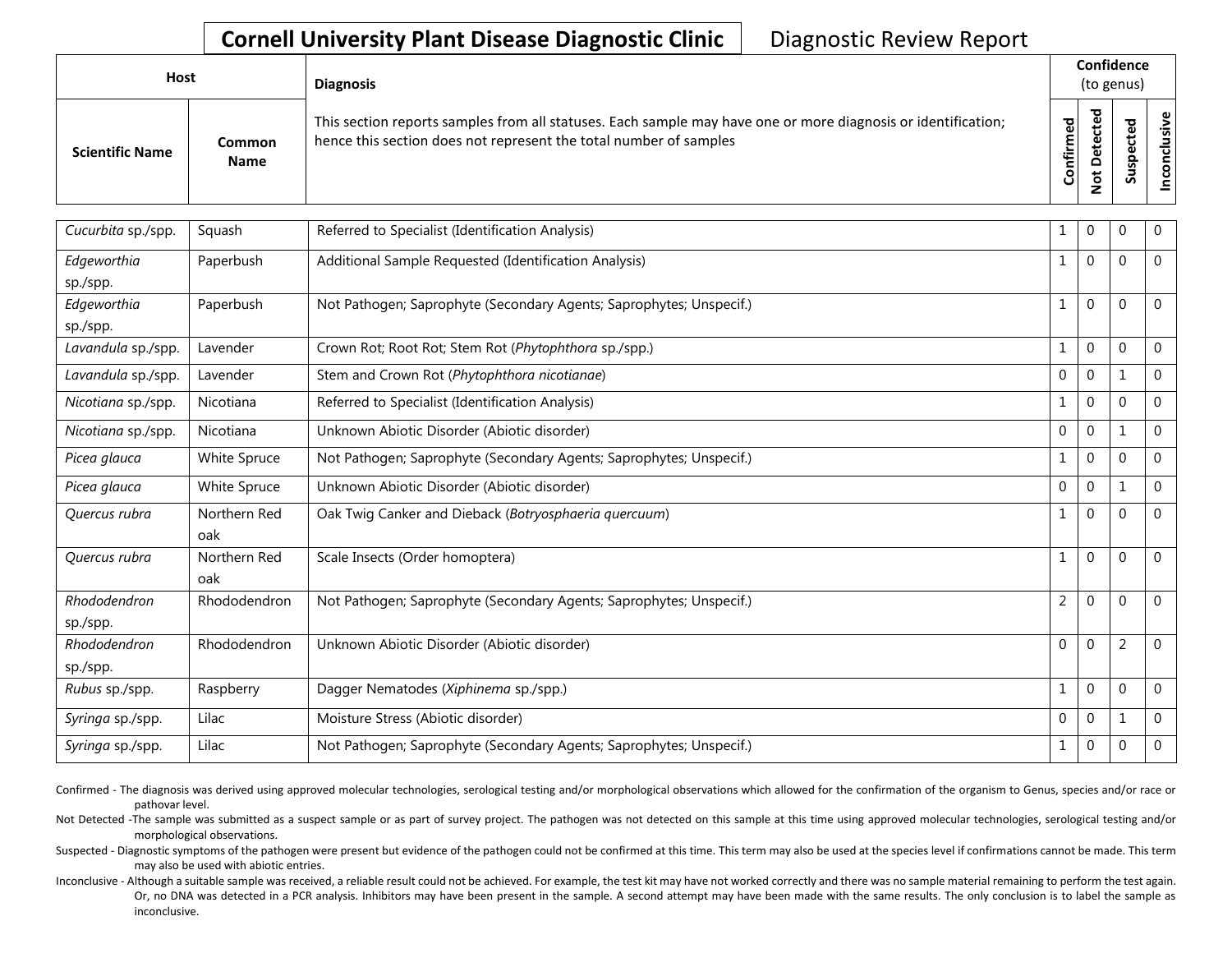# Cornell University Plant Disease Diagnostic Clinic

Diagnostic Review Report

| Host | | Diagnosis | Confidence (to genus) | | | |
|---|---|---|---|---|---|---|
| Scientific Name | Common Name | This section reports samples from all statuses. Each sample may have one or more diagnosis or identification; hence this section does not represent the total number of samples | Confirmed | Not Detected | Suspected | Inconclusive |
| *Cucurbita* sp./spp. | Squash | Referred to Specialist (Identification Analysis) | 1 | 0 | 0 | 0 |
| *Edgeworthia* sp./spp. | Paperbush | Additional Sample Requested (Identification Analysis) | 1 | 0 | 0 | 0 |
| *Edgeworthia* sp./spp. | Paperbush | Not Pathogen; Saprophyte (Secondary Agents; Saprophytes; Unspecif.) | 1 | 0 | 0 | 0 |
| *Lavandula* sp./spp. | Lavender | Crown Rot; Root Rot; Stem Rot (*Phytophthora* sp./spp.) | 1 | 0 | 0 | 0 |
| *Lavandula* sp./spp. | Lavender | Stem and Crown Rot (*Phytophthora nicotianae*) | 0 | 0 | 1 | 0 |
| *Nicotiana* sp./spp. | Nicotiana | Referred to Specialist (Identification Analysis) | 1 | 0 | 0 | 0 |
| *Nicotiana* sp./spp. | Nicotiana | Unknown Abiotic Disorder (Abiotic disorder) | 0 | 0 | 1 | 0 |
| *Picea glauca* | White Spruce | Not Pathogen; Saprophyte (Secondary Agents; Saprophytes; Unspecif.) | 1 | 0 | 0 | 0 |
| *Picea glauca* | White Spruce | Unknown Abiotic Disorder (Abiotic disorder) | 0 | 0 | 1 | 0 |
| *Quercus rubra* | Northern Red oak | Oak Twig Canker and Dieback (*Botryosphaeria quercuum*) | 1 | 0 | 0 | 0 |
| *Quercus rubra* | Northern Red oak | Scale Insects (Order homoptera) | 1 | 0 | 0 | 0 |
| *Rhododendron* sp./spp. | Rhododendron | Not Pathogen; Saprophyte (Secondary Agents; Saprophytes; Unspecif.) | 2 | 0 | 0 | 0 |
| *Rhododendron* sp./spp. | Rhododendron | Unknown Abiotic Disorder (Abiotic disorder) | 0 | 0 | 2 | 0 |
| *Rubus* sp./spp. | Raspberry | Dagger Nematodes (*Xiphinema* sp./spp.) | 1 | 0 | 0 | 0 |
| *Syringa* sp./spp. | Lilac | Moisture Stress (Abiotic disorder) | 0 | 0 | 1 | 0 |
| *Syringa* sp./spp. | Lilac | Not Pathogen; Saprophyte (Secondary Agents; Saprophytes; Unspecif.) | 1 | 0 | 0 | 0 |

Confirmed - The diagnosis was derived using approved molecular technologies, serological testing and/or morphological observations which allowed for the confirmation of the organism to Genus, species and/or race or pathovar level.

Not Detected -The sample was submitted as a suspect sample or as part of survey project. The pathogen was not detected on this sample at this time using approved molecular technologies, serological testing and/or morphological observations.

Suspected - Diagnostic symptoms of the pathogen were present but evidence of the pathogen could not be confirmed at this time. This term may also be used at the species level if confirmations cannot be made. This term may also be used with abiotic entries.

Inconclusive - Although a suitable sample was received, a reliable result could not be achieved. For example, the test kit may have not worked correctly and there was no sample material remaining to perform the test again. Or, no DNA was detected in a PCR analysis. Inhibitors may have been present in the sample. A second attempt may have been made with the same results. The only conclusion is to label the sample as inconclusive.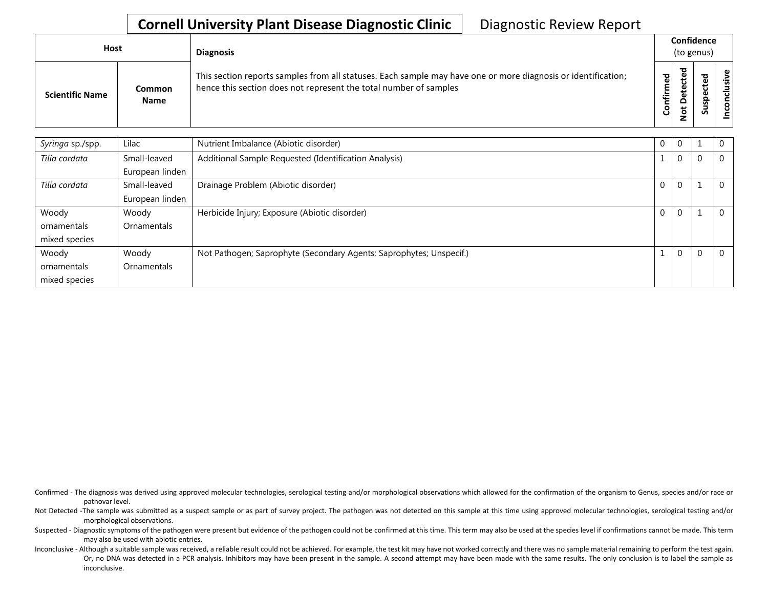# Cornell University Plant Disease Diagnostic Clinic

Diagnostic Review Report

| Host | | Diagnosis | Confidence (to genus) | | | |
|---|---|---|---|---|---|---|
| Scientific Name | Common Name | This section reports samples from all statuses. Each sample may have one or more diagnosis or identification; hence this section does not represent the total number of samples | Confirmed | Not Detected | Suspected | Inconclusive |
| *Syringa* sp./spp. | Lilac | Nutrient Imbalance (Abiotic disorder) | 0 | 0 | 1 | 0 |
| *Tilia cordata* | Small-leaved European linden | Additional Sample Requested (Identification Analysis) | 1 | 0 | 0 | 0 |
| *Tilia cordata* | Small-leaved European linden | Drainage Problem (Abiotic disorder) | 0 | 0 | 1 | 0 |
| Woody ornamentals mixed species | Woody Ornamentals | Herbicide Injury; Exposure (Abiotic disorder) | 0 | 0 | 1 | 0 |
| Woody ornamentals mixed species | Woody Ornamentals | Not Pathogen; Saprophyte (Secondary Agents; Saprophytes; Unspecif.) | 1 | 0 | 0 | 0 |

Confirmed - The diagnosis was derived using approved molecular technologies, serological testing and/or morphological observations which allowed for the confirmation of the organism to Genus, species and/or race or pathovar level.

Not Detected -The sample was submitted as a suspect sample or as part of survey project. The pathogen was not detected on this sample at this time using approved molecular technologies, serological testing and/or morphological observations.

Suspected - Diagnostic symptoms of the pathogen were present but evidence of the pathogen could not be confirmed at this time. This term may also be used at the species level if confirmations cannot be made. This term may also be used with abiotic entries.

Inconclusive - Although a suitable sample was received, a reliable result could not be achieved. For example, the test kit may have not worked correctly and there was no sample material remaining to perform the test again. Or, no DNA was detected in a PCR analysis. Inhibitors may have been present in the sample. A second attempt may have been made with the same results. The only conclusion is to label the sample as inconclusive.